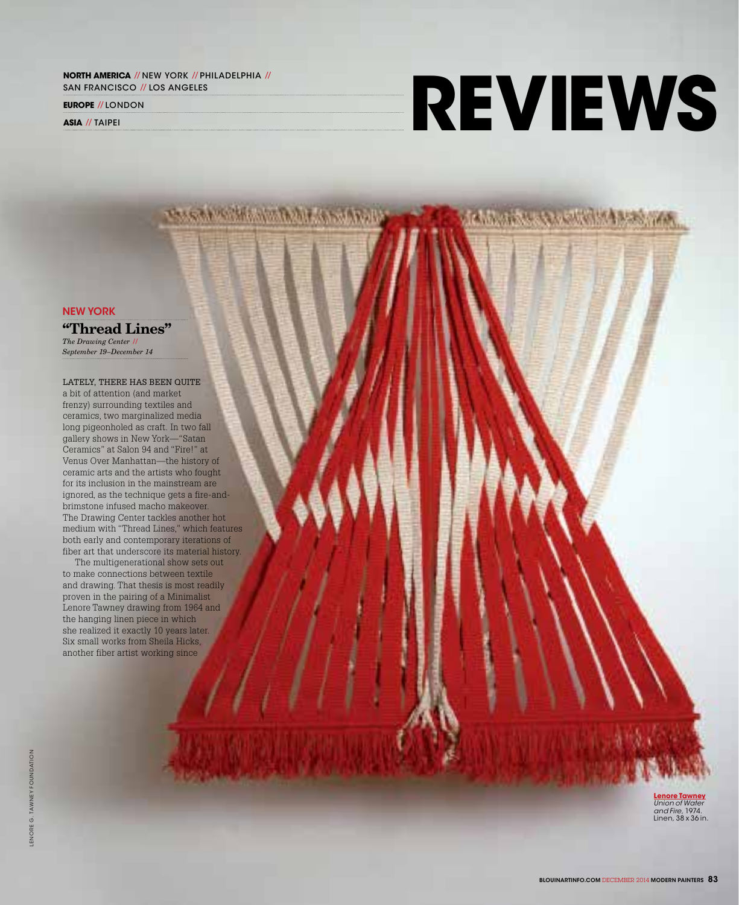NORTH AMERICA // NEW YORK // PHILADELPHIA // SAN FRANCISCO // LOS ANGELES

EUROPE // LONDON

ASIA // TAIPEI

# REVIEWS

NEW YORK

## "Thread Lines"

*The Drawing Center // September 19–December 14*

LATELY, THERE HAS BEEN QUITE a bit of attention (and market frenzy) surrounding textiles and ceramics, two marginalized media long pigeonholed as craft. In two fall gallery shows in New York—"Satan Ceramics" at Salon 94 and "Fire!" at Venus Over Manhattan—the history of ceramic arts and the artists who fought for its inclusion in the mainstream are ignored, as the technique gets a fire-and-brimstone infused macho makeover. The Drawing Center tackles another hot medium with "Thread Lines," which features both early and contemporary iterations of fiber art that underscore its material history.

The multigenerational show sets out to make connections between textile and drawing. That thesis is most readily proven in the pairing of a Minimalist Lenore Tawney drawing from 1964 and the hanging linen piece in which she realized it exactly 10 years later. Six small works from Sheila Hicks, another fiber artist working since

**Lenore Tawney**
*Union of Water and Fire*, 1974. Linen, 38 x 36 in.

LENORE G. TAWNEY FOUNDATION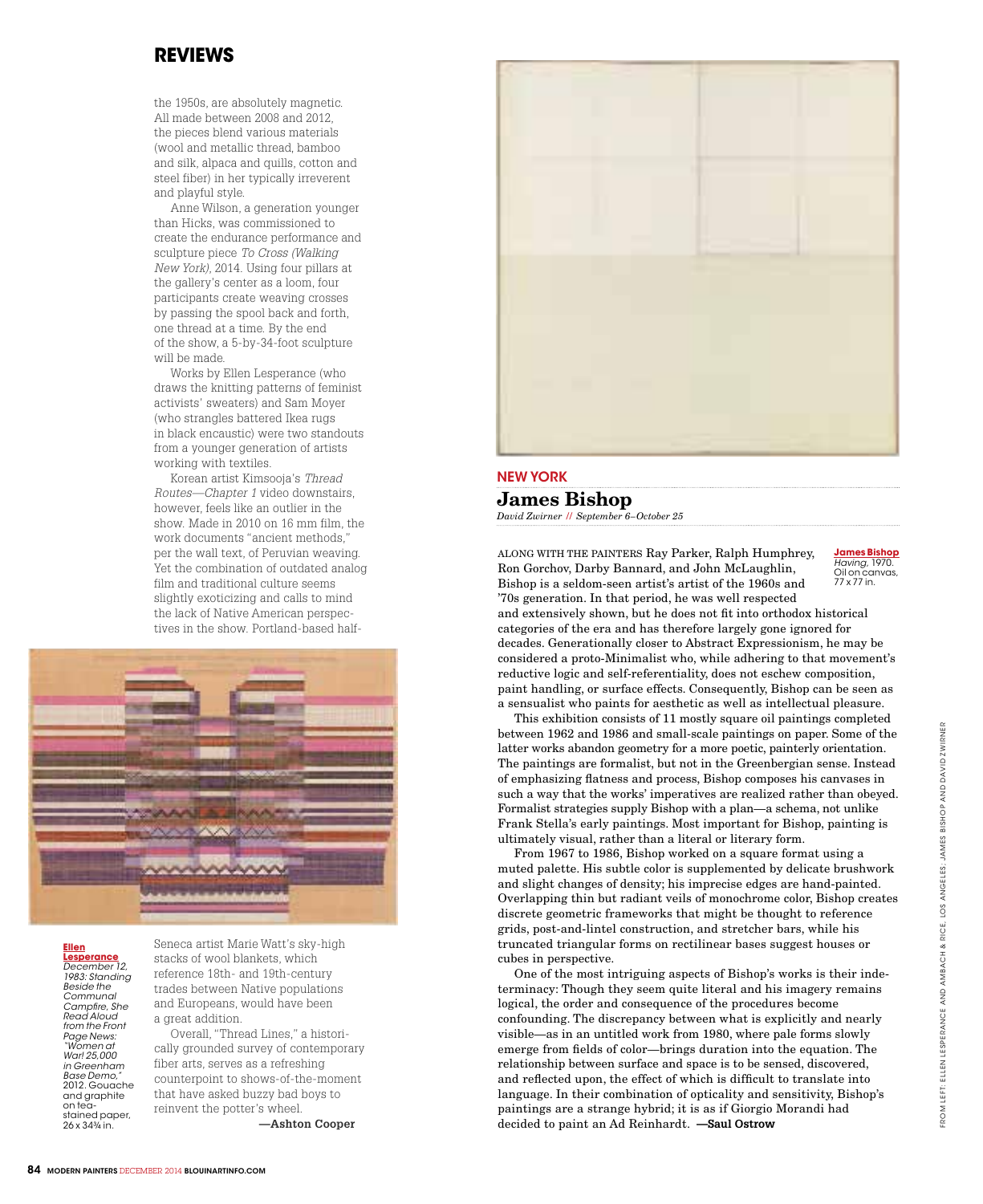## REVIEWS

the 1950s, are absolutely magnetic. All made between 2008 and 2012, the pieces blend various materials (wool and metallic thread, bamboo and silk, alpaca and quills, cotton and steel fiber) in her typically irreverent and playful style.

Anne Wilson, a generation younger than Hicks, was commissioned to create the endurance performance and sculpture piece *To Cross (Walking New York)*, 2014. Using four pillars at the gallery's center as a loom, four participants create weaving crosses by passing the spool back and forth, one thread at a time. By the end of the show, a 5-by-34-foot sculpture will be made.

Works by Ellen Lesperance (who draws the knitting patterns of feminist activists' sweaters) and Sam Moyer (who strangles battered Ikea rugs in black encaustic) were two standouts from a younger generation of artists working with textiles.

Korean artist Kimsooja's *Thread Routes—Chapter 1* video downstairs, however, feels like an outlier in the show. Made in 2010 on 16 mm film, the work documents "ancient methods," per the wall text, of Peruvian weaving. Yet the combination of outdated analog film and traditional culture seems slightly exoticizing and calls to mind the lack of Native American perspectives in the show. Portland-based half-Seneca artist Marie Watt's sky-high stacks of wool blankets, which reference 18th- and 19th-century trades between Native populations and Europeans, would have been a great addition.

Overall, "Thread Lines," a historically grounded survey of contemporary fiber arts, serves as a refreshing counterpoint to shows-of-the-moment that have asked buzzy bad boys to reinvent the potter's wheel.

**—Ashton Cooper**

**Ellen Lesperance** *December 12, 1983: Standing Beside the Communal Campfire, She Read Aloud from the Front Page News: "Women at War! 25,000 in Greenham Base Demo,"* 2012. Gouache and graphite on tea-stained paper, 26 x 34¾ in.

NEW YORK

## James Bishop

*David Zwirner // September 6–October 25*

**James Bishop** *Having,* 1970. Oil on canvas, 77 x 77 in.

ALONG WITH THE PAINTERS Ray Parker, Ralph Humphrey, Ron Gorchov, Darby Bannard, and John McLaughlin, Bishop is a seldom-seen artist's artist of the 1960s and '70s generation. In that period, he was well respected and extensively shown, but he does not fit into orthodox historical categories of the era and has therefore largely gone ignored for decades. Generationally closer to Abstract Expressionism, he may be considered a proto-Minimalist who, while adhering to that movement's reductive logic and self-referentiality, does not eschew composition, paint handling, or surface effects. Consequently, Bishop can be seen as a sensualist who paints for aesthetic as well as intellectual pleasure.

This exhibition consists of 11 mostly square oil paintings completed between 1962 and 1986 and small-scale paintings on paper. Some of the latter works abandon geometry for a more poetic, painterly orientation. The paintings are formalist, but not in the Greenbergian sense. Instead of emphasizing flatness and process, Bishop composes his canvases in such a way that the works' imperatives are realized rather than obeyed. Formalist strategies supply Bishop with a plan—a schema, not unlike Frank Stella's early paintings. Most important for Bishop, painting is ultimately visual, rather than a literal or literary form.

From 1967 to 1986, Bishop worked on a square format using a muted palette. His subtle color is supplemented by delicate brushwork and slight changes of density; his imprecise edges are hand-painted. Overlapping thin but radiant veils of monochrome color, Bishop creates discrete geometric frameworks that might be thought to reference grids, post-and-lintel construction, and stretcher bars, while his truncated triangular forms on rectilinear bases suggest houses or cubes in perspective.

One of the most intriguing aspects of Bishop's works is their indeterminacy: Though they seem quite literal and his imagery remains logical, the order and consequence of the procedures become confounding. The discrepancy between what is explicitly and nearly visible—as in an untitled work from 1980, where pale forms slowly emerge from fields of color—brings duration into the equation. The relationship between surface and space is to be sensed, discovered, and reflected upon, the effect of which is difficult to translate into language. In their combination of opticality and sensitivity, Bishop's paintings are a strange hybrid; it is as if Giorgio Morandi had decided to paint an Ad Reinhardt. **—Saul Ostrow**

FROM LEFT: ELLEN LESPERANCE AND AMBACH & RICE, LOS ANGELES; JAMES BISHOP AND DAVID ZWIRNER